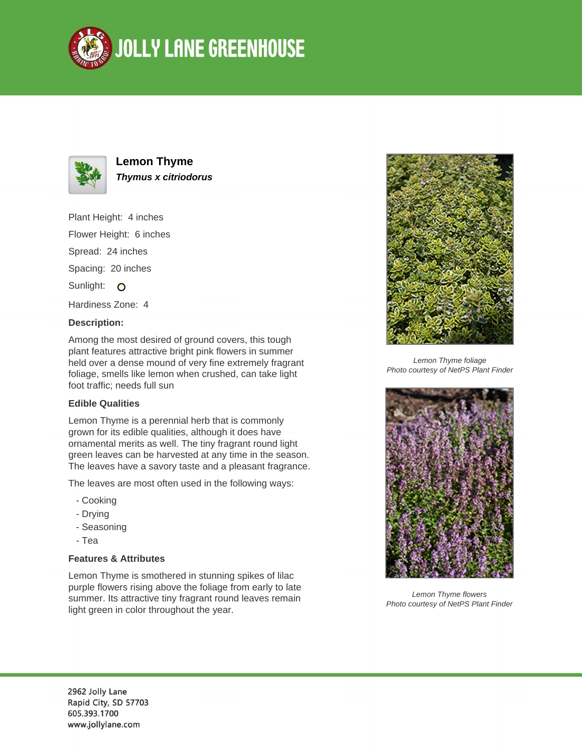# JOLLY LANE GREENHOUSE

## Lemon Thyme

***Thymus x citriodorus***

Plant Height: 4 inches

Flower Height: 6 inches

Spread: 24 inches

Spacing: 20 inches

Sunlight: ○

Hardiness Zone: 4

**Description:**

Among the most desired of ground covers, this tough plant features attractive bright pink flowers in summer held over a dense mound of very fine extremely fragrant foliage, smells like lemon when crushed, can take light foot traffic; needs full sun

**Edible Qualities**

Lemon Thyme is a perennial herb that is commonly grown for its edible qualities, although it does have ornamental merits as well. The tiny fragrant round light green leaves can be harvested at any time in the season. The leaves have a savory taste and a pleasant fragrance.

The leaves are most often used in the following ways:

- Cooking
- Drying
- Seasoning
- Tea

**Features & Attributes**

Lemon Thyme is smothered in stunning spikes of lilac purple flowers rising above the foliage from early to late summer. Its attractive tiny fragrant round leaves remain light green in color throughout the year.

*Lemon Thyme foliage*
*Photo courtesy of NetPS Plant Finder*

*Lemon Thyme flowers*
*Photo courtesy of NetPS Plant Finder*

2962 Jolly Lane
Rapid City, SD 57703
605.393.1700
www.jollylane.com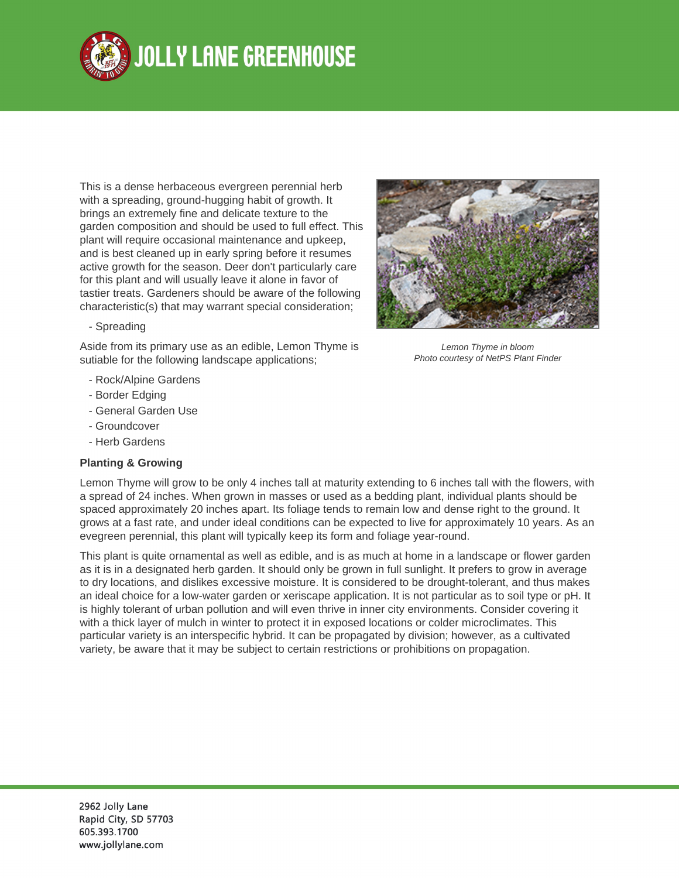This is a dense herbaceous evergreen perennial herb with a spreading, ground-hugging habit of growth. It brings an extremely fine and delicate texture to the garden composition and should be used to full effect. This plant will require occasional maintenance and upkeep, and is best cleaned up in early spring before it resumes active growth for the season. Deer don't particularly care for this plant and will usually leave it alone in favor of tastier treats. Gardeners should be aware of the following characteristic(s) that may warrant special consideration;

- Spreading

Aside from its primary use as an edible, Lemon Thyme is sutiable for the following landscape applications;

- Rock/Alpine Gardens
- Border Edging
- General Garden Use
- Groundcover
- Herb Gardens

*Lemon Thyme in bloom*
*Photo courtesy of NetPS Plant Finder*

**Planting & Growing**

Lemon Thyme will grow to be only 4 inches tall at maturity extending to 6 inches tall with the flowers, with a spread of 24 inches. When grown in masses or used as a bedding plant, individual plants should be spaced approximately 20 inches apart. Its foliage tends to remain low and dense right to the ground. It grows at a fast rate, and under ideal conditions can be expected to live for approximately 10 years. As an evegreen perennial, this plant will typically keep its form and foliage year-round.

This plant is quite ornamental as well as edible, and is as much at home in a landscape or flower garden as it is in a designated herb garden. It should only be grown in full sunlight. It prefers to grow in average to dry locations, and dislikes excessive moisture. It is considered to be drought-tolerant, and thus makes an ideal choice for a low-water garden or xeriscape application. It is not particular as to soil type or pH. It is highly tolerant of urban pollution and will even thrive in inner city environments. Consider covering it with a thick layer of mulch in winter to protect it in exposed locations or colder microclimates. This particular variety is an interspecific hybrid. It can be propagated by division; however, as a cultivated variety, be aware that it may be subject to certain restrictions or prohibitions on propagation.